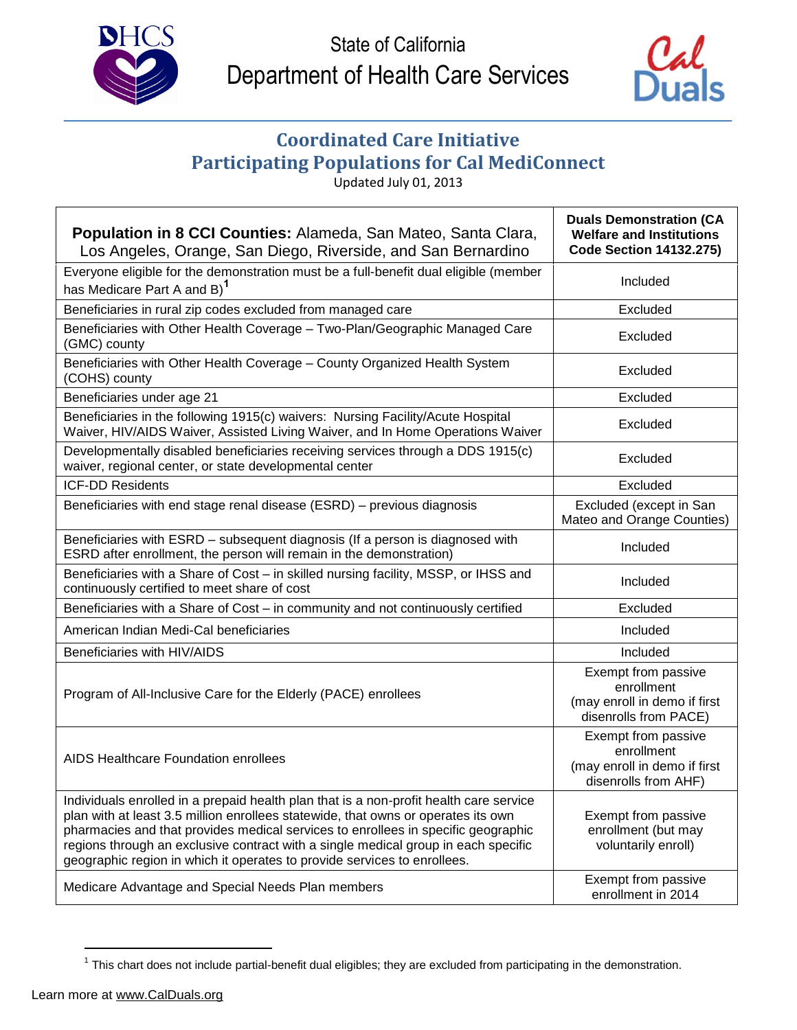State of California
Department of Health Care Services

# Coordinated Care Initiative
# Participating Populations for Cal MediConnect

Updated July 01, 2013

| **Population in 8 CCI Counties:** Alameda, San Mateo, Santa Clara, Los Angeles, Orange, San Diego, Riverside, and San Bernardino | **Duals Demonstration (CA Welfare and Institutions Code Section 14132.275)** |
|---|---|
| Everyone eligible for the demonstration must be a full-benefit dual eligible (member has Medicare Part A and B)[1] | Included |
| Beneficiaries in rural zip codes excluded from managed care | Excluded |
| Beneficiaries with Other Health Coverage – Two-Plan/Geographic Managed Care (GMC) county | Excluded |
| Beneficiaries with Other Health Coverage – County Organized Health System (COHS) county | Excluded |
| Beneficiaries under age 21 | Excluded |
| Beneficiaries in the following 1915(c) waivers: Nursing Facility/Acute Hospital Waiver, HIV/AIDS Waiver, Assisted Living Waiver, and In Home Operations Waiver | Excluded |
| Developmentally disabled beneficiaries receiving services through a DDS 1915(c) waiver, regional center, or state developmental center | Excluded |
| ICF-DD Residents | Excluded |
| Beneficiaries with end stage renal disease (ESRD) – previous diagnosis | Excluded (except in San Mateo and Orange Counties) |
| Beneficiaries with ESRD – subsequent diagnosis (If a person is diagnosed with ESRD after enrollment, the person will remain in the demonstration) | Included |
| Beneficiaries with a Share of Cost – in skilled nursing facility, MSSP, or IHSS and continuously certified to meet share of cost | Included |
| Beneficiaries with a Share of Cost – in community and not continuously certified | Excluded |
| American Indian Medi-Cal beneficiaries | Included |
| Beneficiaries with HIV/AIDS | Included |
| Program of All-Inclusive Care for the Elderly (PACE) enrollees | Exempt from passive enrollment (may enroll in demo if first disenrolls from PACE) |
| AIDS Healthcare Foundation enrollees | Exempt from passive enrollment (may enroll in demo if first disenrolls from AHF) |
| Individuals enrolled in a prepaid health plan that is a non-profit health care service plan with at least 3.5 million enrollees statewide, that owns or operates its own pharmacies and that provides medical services to enrollees in specific geographic regions through an exclusive contract with a single medical group in each specific geographic region in which it operates to provide services to enrollees. | Exempt from passive enrollment (but may voluntarily enroll) |
| Medicare Advantage and Special Needs Plan members | Exempt from passive enrollment in 2014 |

[1] This chart does not include partial-benefit dual eligibles; they are excluded from participating in the demonstration.

Learn more at www.CalDuals.org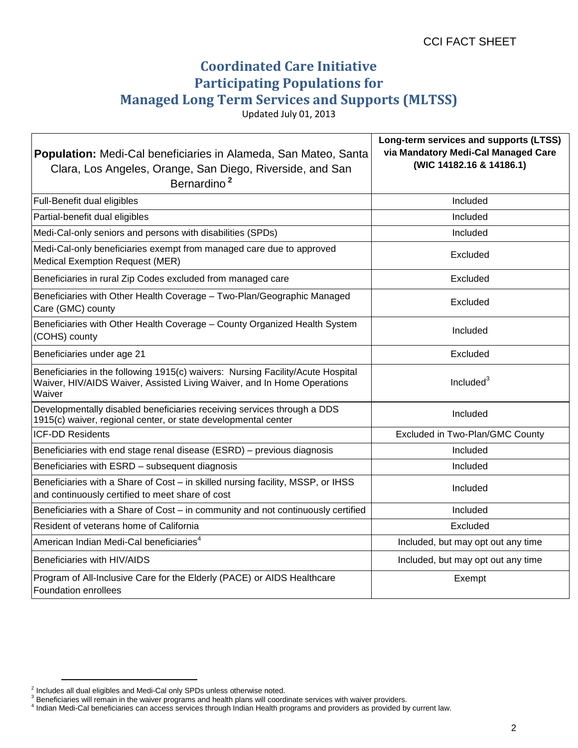CCI FACT SHEET

# Coordinated Care Initiative
# Participating Populations for
# Managed Long Term Services and Supports (MLTSS)

Updated July 01, 2013

| **Population:** Medi-Cal beneficiaries in Alameda, San Mateo, Santa Clara, Los Angeles, Orange, San Diego, Riverside, and San Bernardino [2] | **Long-term services and supports (LTSS) via Mandatory Medi-Cal Managed Care (WIC 14182.16 & 14186.1)** |
|---|---|
| Full-Benefit dual eligibles | Included |
| Partial-benefit dual eligibles | Included |
| Medi-Cal-only seniors and persons with disabilities (SPDs) | Included |
| Medi-Cal-only beneficiaries exempt from managed care due to approved Medical Exemption Request (MER) | Excluded |
| Beneficiaries in rural Zip Codes excluded from managed care | Excluded |
| Beneficiaries with Other Health Coverage – Two-Plan/Geographic Managed Care (GMC) county | Excluded |
| Beneficiaries with Other Health Coverage – County Organized Health System (COHS) county | Included |
| Beneficiaries under age 21 | Excluded |
| Beneficiaries in the following 1915(c) waivers: Nursing Facility/Acute Hospital Waiver, HIV/AIDS Waiver, Assisted Living Waiver, and In Home Operations Waiver | Included[3] |
| Developmentally disabled beneficiaries receiving services through a DDS 1915(c) waiver, regional center, or state developmental center | Included |
| ICF-DD Residents | Excluded in Two-Plan/GMC County |
| Beneficiaries with end stage renal disease (ESRD) – previous diagnosis | Included |
| Beneficiaries with ESRD – subsequent diagnosis | Included |
| Beneficiaries with a Share of Cost – in skilled nursing facility, MSSP, or IHSS and continuously certified to meet share of cost | Included |
| Beneficiaries with a Share of Cost – in community and not continuously certified | Included |
| Resident of veterans home of California | Excluded |
| American Indian Medi-Cal beneficiaries[4] | Included, but may opt out any time |
| Beneficiaries with HIV/AIDS | Included, but may opt out any time |
| Program of All-Inclusive Care for the Elderly (PACE) or AIDS Healthcare Foundation enrollees | Exempt |

[2] Includes all dual eligibles and Medi-Cal only SPDs unless otherwise noted.
[3] Beneficiaries will remain in the waiver programs and health plans will coordinate services with waiver providers.
[4] Indian Medi-Cal beneficiaries can access services through Indian Health programs and providers as provided by current law.